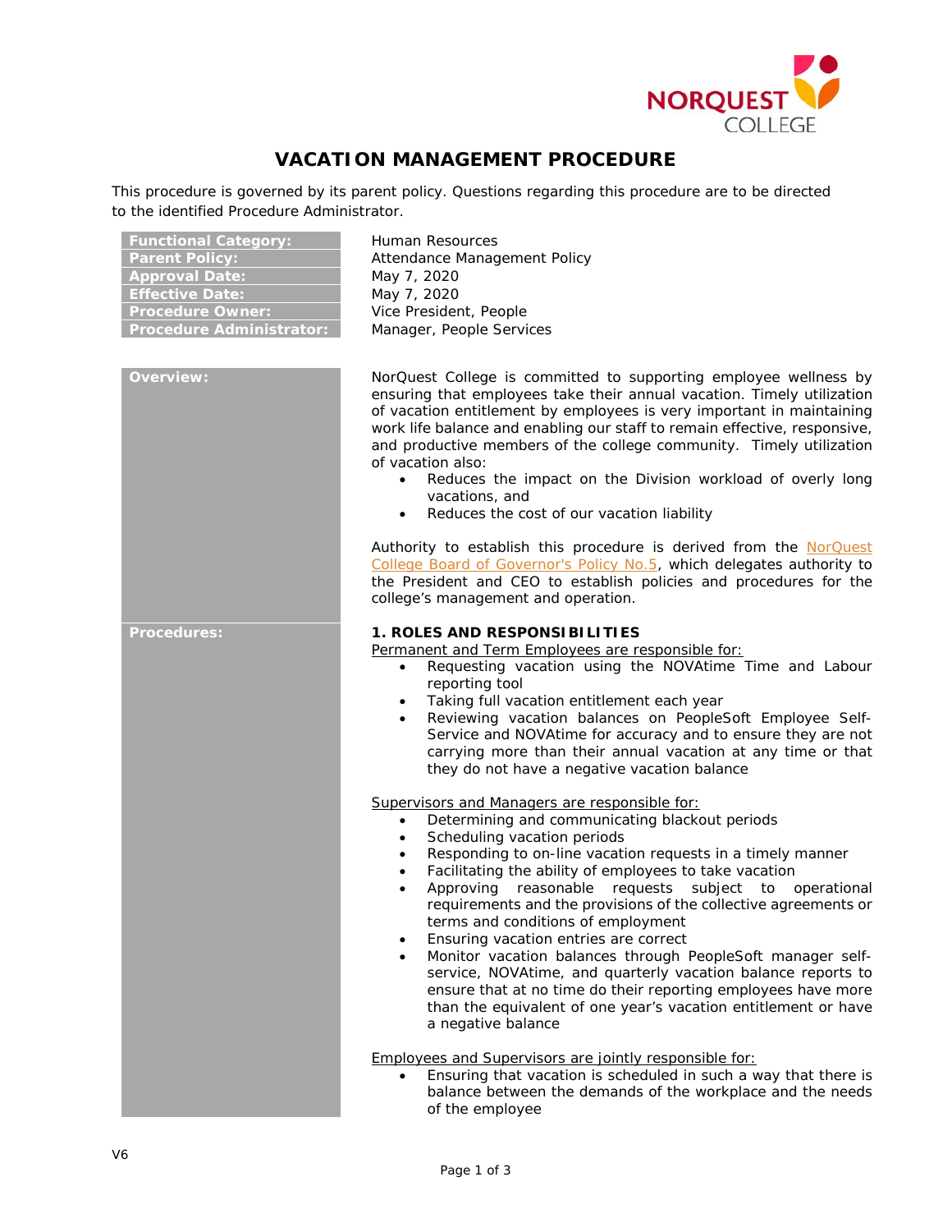# VACATION MANAGEMENT PROCEDURE

This procedure is governed by its parent policy. Questions regarding this procedure are to be directed to the identified Procedure Administrator.

| | |
|---|---|
| **Functional Category:** | Human Resources |
| **Parent Policy:** | Attendance Management Policy |
| **Approval Date:** | May 7, 2020 |
| **Effective Date:** | May 7, 2020 |
| **Procedure Owner:** | Vice President, People |
| **Procedure Administrator:** | Manager, People Services |

## Overview:

NorQuest College is committed to supporting employee wellness by ensuring that employees take their annual vacation. Timely utilization of vacation entitlement by employees is very important in maintaining work life balance and enabling our staff to remain effective, responsive, and productive members of the college community. Timely utilization of vacation also:

- Reduces the impact on the Division workload of overly long vacations, and
- Reduces the cost of our vacation liability

Authority to establish this procedure is derived from the NorQuest College Board of Governor's Policy No.5, which delegates authority to the President and CEO to establish policies and procedures for the college's management and operation.

## Procedures:

### 1. ROLES AND RESPONSIBILITIES

Permanent and Term Employees are responsible for:

- Requesting vacation using the NOVAtime Time and Labour reporting tool
- Taking full vacation entitlement each year
- Reviewing vacation balances on PeopleSoft Employee Self-Service and NOVAtime for accuracy and to ensure they are not carrying more than their annual vacation at any time or that they do not have a negative vacation balance

Supervisors and Managers are responsible for:

- Determining and communicating blackout periods
- Scheduling vacation periods
- Responding to on-line vacation requests in a timely manner
- Facilitating the ability of employees to take vacation
- Approving reasonable requests subject to operational requirements and the provisions of the collective agreements or terms and conditions of employment
- Ensuring vacation entries are correct
- Monitor vacation balances through PeopleSoft manager self-service, NOVAtime, and quarterly vacation balance reports to ensure that at no time do their reporting employees have more than the equivalent of one year's vacation entitlement or have a negative balance

Employees and Supervisors are jointly responsible for:

- Ensuring that vacation is scheduled in such a way that there is balance between the demands of the workplace and the needs of the employee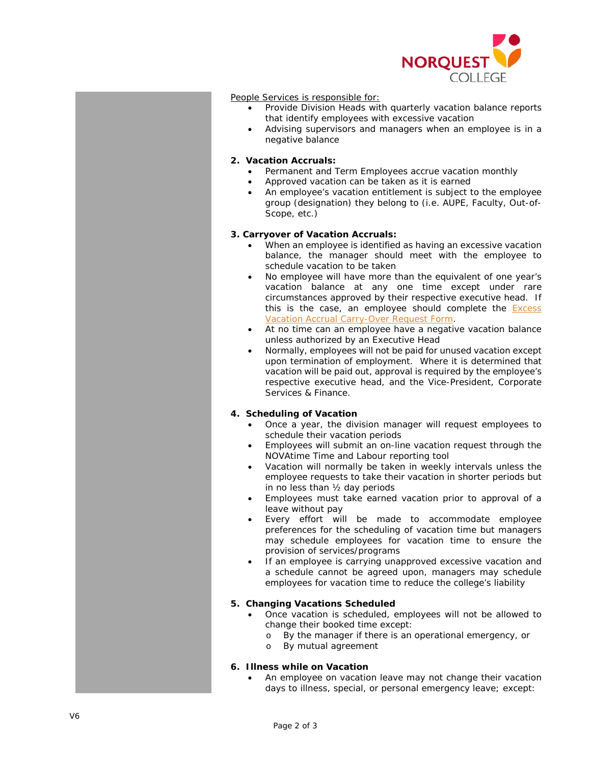People Services is responsible for:

- Provide Division Heads with quarterly vacation balance reports that identify employees with excessive vacation
- Advising supervisors and managers when an employee is in a negative balance

**2. Vacation Accruals:**

- Permanent and Term Employees accrue vacation monthly
- Approved vacation can be taken as it is earned
- An employee's vacation entitlement is subject to the employee group (designation) they belong to (i.e. AUPE, Faculty, Out-of-Scope, etc.)

**3. Carryover of Vacation Accruals:**

- When an employee is identified as having an excessive vacation balance, the manager should meet with the employee to schedule vacation to be taken
- No employee will have more than the equivalent of one year's vacation balance at any one time except under rare circumstances approved by their respective executive head. If this is the case, an employee should complete the Excess Vacation Accrual Carry-Over Request Form.
- At no time can an employee have a negative vacation balance unless authorized by an Executive Head
- Normally, employees will not be paid for unused vacation except upon termination of employment. Where it is determined that vacation will be paid out, approval is required by the employee's respective executive head, and the Vice-President, Corporate Services & Finance.

**4. Scheduling of Vacation**

- Once a year, the division manager will request employees to schedule their vacation periods
- Employees will submit an on-line vacation request through the NOVAtime Time and Labour reporting tool
- Vacation will normally be taken in weekly intervals unless the employee requests to take their vacation in shorter periods but in no less than ½ day periods
- Employees must take earned vacation prior to approval of a leave without pay
- Every effort will be made to accommodate employee preferences for the scheduling of vacation time but managers may schedule employees for vacation time to ensure the provision of services/programs
- If an employee is carrying unapproved excessive vacation and a schedule cannot be agreed upon, managers may schedule employees for vacation time to reduce the college's liability

**5. Changing Vacations Scheduled**

- Once vacation is scheduled, employees will not be allowed to change their booked time except:
  - By the manager if there is an operational emergency, or
  - By mutual agreement

**6. Illness while on Vacation**

- An employee on vacation leave may not change their vacation days to illness, special, or personal emergency leave; except: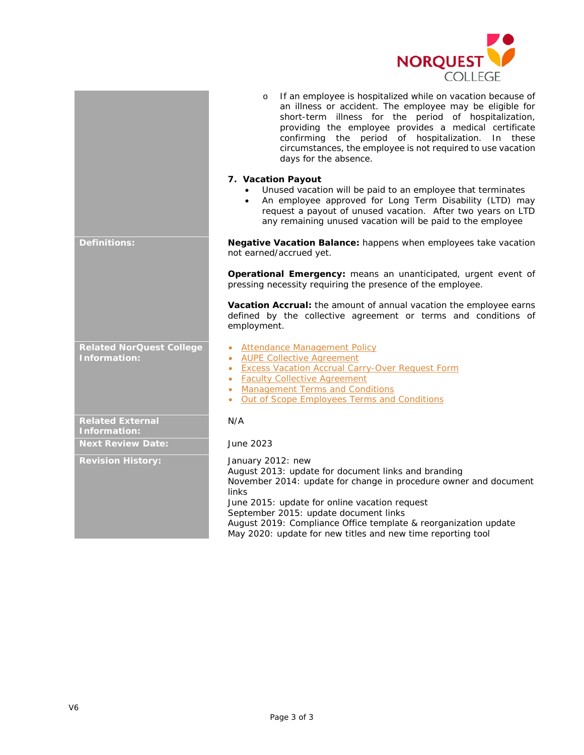- If an employee is hospitalized while on vacation because of an illness or accident. The employee may be eligible for short-term illness for the period of hospitalization, providing the employee provides a medical certificate confirming the period of hospitalization. In these circumstances, the employee is not required to use vacation days for the absence.

**7. Vacation Payout**

- Unused vacation will be paid to an employee that terminates
- An employee approved for Long Term Disability (LTD) may request a payout of unused vacation. After two years on LTD any remaining unused vacation will be paid to the employee

| | |
|---|---|
| **Definitions:** | **Negative Vacation Balance:** happens when employees take vacation not earned/accrued yet.<br><br>**Operational Emergency:** means an unanticipated, urgent event of pressing necessity requiring the presence of the employee.<br><br>**Vacation Accrual:** the amount of annual vacation the employee earns defined by the collective agreement or terms and conditions of employment. |
| **Related NorQuest College Information:** | • Attendance Management Policy<br>• AUPE Collective Agreement<br>• Excess Vacation Accrual Carry-Over Request Form<br>• Faculty Collective Agreement<br>• Management Terms and Conditions<br>• Out of Scope Employees Terms and Conditions |
| **Related External Information:** | N/A |
| **Next Review Date:** | June 2023 |
| **Revision History:** | January 2012: new<br>August 2013: update for document links and branding<br>November 2014: update for change in procedure owner and document links<br>June 2015: update for online vacation request<br>September 2015: update document links<br>August 2019: Compliance Office template & reorganization update<br>May 2020: update for new titles and new time reporting tool |

V6